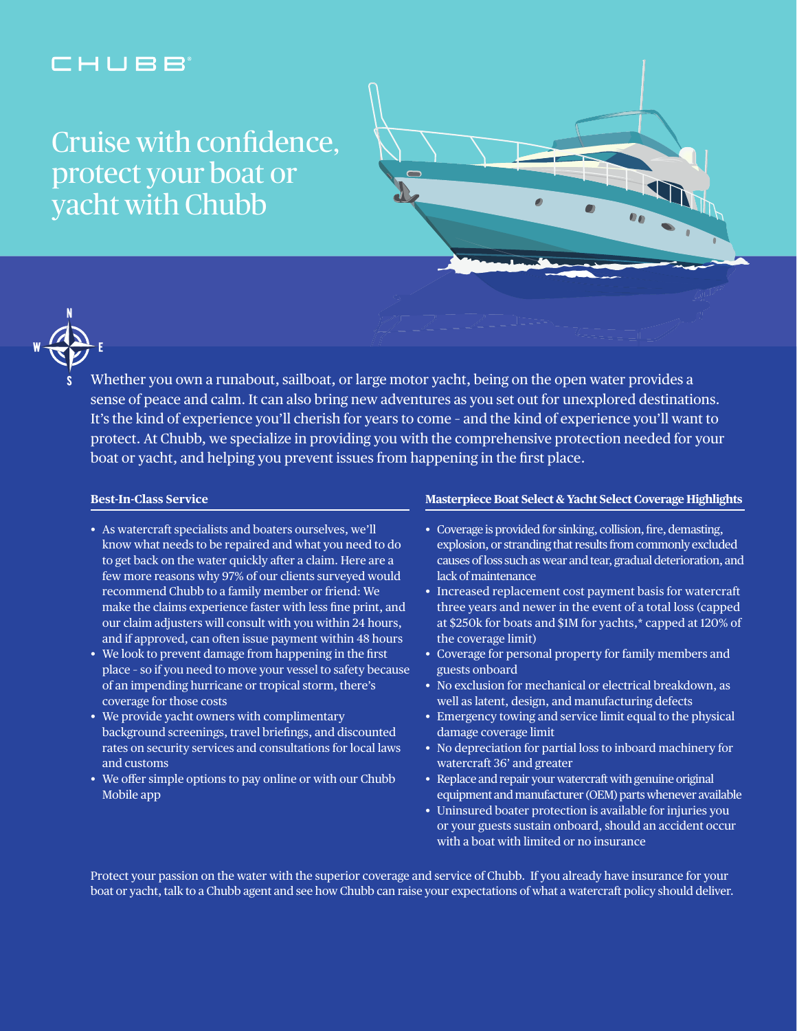CHUBB

# Cruise with confidence, protect your boat or yacht with Chubb

Whether you own a runabout, sailboat, or large motor yacht, being on the open water provides a sense of peace and calm. It can also bring new adventures as you set out for unexplored destinations. It's the kind of experience you'll cherish for years to come – and the kind of experience you'll want to protect. At Chubb, we specialize in providing you with the comprehensive protection needed for your boat or yacht, and helping you prevent issues from happening in the first place.

### Best-In-Class Service

- As watercraft specialists and boaters ourselves, we'll know what needs to be repaired and what you need to do to get back on the water quickly after a claim. Here are a few more reasons why 97% of our clients surveyed would recommend Chubb to a family member or friend: We make the claims experience faster with less fine print, and our claim adjusters will consult with you within 24 hours, and if approved, can often issue payment within 48 hours
- We look to prevent damage from happening in the first place – so if you need to move your vessel to safety because of an impending hurricane or tropical storm, there's coverage for those costs
- We provide yacht owners with complimentary background screenings, travel briefings, and discounted rates on security services and consultations for local laws and customs
- We offer simple options to pay online or with our Chubb Mobile app

### Masterpiece Boat Select & Yacht Select Coverage Highlights

- Coverage is provided for sinking, collision, fire, demasting, explosion, or stranding that results from commonly excluded causes of loss such as wear and tear, gradual deterioration, and lack of maintenance
- Increased replacement cost payment basis for watercraft three years and newer in the event of a total loss (capped at $250k for boats and $1M for yachts,* capped at 120% of the coverage limit)
- Coverage for personal property for family members and guests onboard
- No exclusion for mechanical or electrical breakdown, as well as latent, design, and manufacturing defects
- Emergency towing and service limit equal to the physical damage coverage limit
- No depreciation for partial loss to inboard machinery for watercraft 36' and greater
- Replace and repair your watercraft with genuine original equipment and manufacturer (OEM) parts whenever available
- Uninsured boater protection is available for injuries you or your guests sustain onboard, should an accident occur with a boat with limited or no insurance

Protect your passion on the water with the superior coverage and service of Chubb. If you already have insurance for your boat or yacht, talk to a Chubb agent and see how Chubb can raise your expectations of what a watercraft policy should deliver.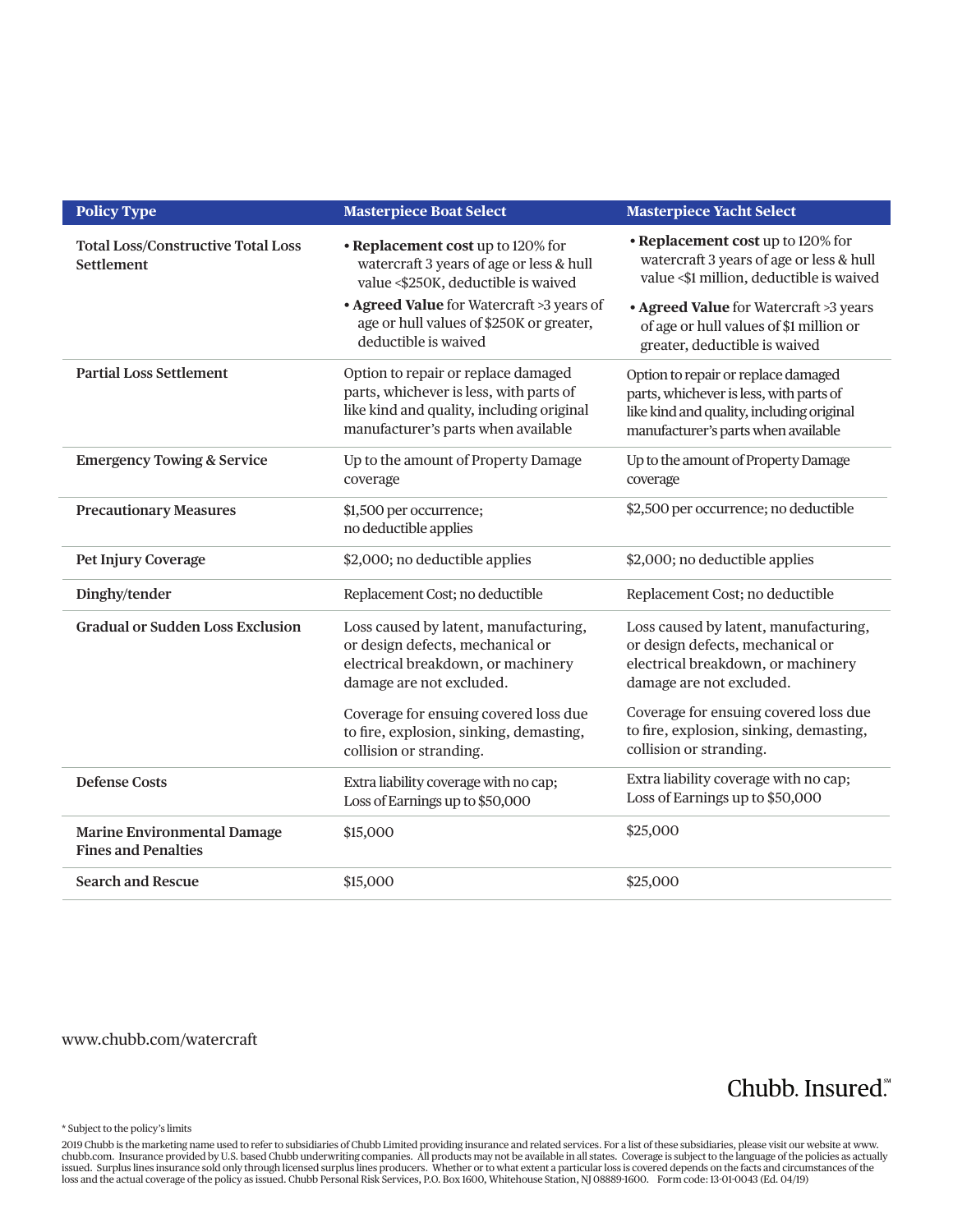| Policy Type | Masterpiece Boat Select | Masterpiece Yacht Select |
|---|---|---|
| **Total Loss/Constructive Total Loss Settlement** | • **Replacement cost** up to 120% for watercraft 3 years of age or less & hull value <$250K, deductible is waived<br>• **Agreed Value** for Watercraft >3 years of age or hull values of $250K or greater, deductible is waived | • **Replacement cost** up to 120% for watercraft 3 years of age or less & hull value <$1 million, deductible is waived<br>• **Agreed Value** for Watercraft >3 years of age or hull values of $1 million or greater, deductible is waived |
| **Partial Loss Settlement** | Option to repair or replace damaged parts, whichever is less, with parts of like kind and quality, including original manufacturer's parts when available | Option to repair or replace damaged parts, whichever is less, with parts of like kind and quality, including original manufacturer's parts when available |
| **Emergency Towing & Service** | Up to the amount of Property Damage coverage | Up to the amount of Property Damage coverage |
| **Precautionary Measures** | $1,500 per occurrence; no deductible applies | $2,500 per occurrence; no deductible |
| **Pet Injury Coverage** | $2,000; no deductible applies | $2,000; no deductible applies |
| **Dinghy/tender** | Replacement Cost; no deductible | Replacement Cost; no deductible |
| **Gradual or Sudden Loss Exclusion** | Loss caused by latent, manufacturing, or design defects, mechanical or electrical breakdown, or machinery damage are not excluded.<br><br>Coverage for ensuing covered loss due to fire, explosion, sinking, demasting, collision or stranding. | Loss caused by latent, manufacturing, or design defects, mechanical or electrical breakdown, or machinery damage are not excluded.<br><br>Coverage for ensuing covered loss due to fire, explosion, sinking, demasting, collision or stranding. |
| **Defense Costs** | Extra liability coverage with no cap; Loss of Earnings up to $50,000 | Extra liability coverage with no cap; Loss of Earnings up to $50,000 |
| **Marine Environmental Damage Fines and Penalties** | $15,000 | $25,000 |
| **Search and Rescue** | $15,000 | $25,000 |

www.chubb.com/watercraft

Chubb. Insured.℠

* Subject to the policy's limits

2019 Chubb is the marketing name used to refer to subsidiaries of Chubb Limited providing insurance and related services. For a list of these subsidiaries, please visit our website at www.chubb.com. Insurance provided by U.S. based Chubb underwriting companies. All products may not be available in all states. Coverage is subject to the language of the policies as actually issued. Surplus lines insurance sold only through licensed surplus lines producers. Whether or to what extent a particular loss is covered depends on the facts and circumstances of the loss and the actual coverage of the policy as issued. Chubb Personal Risk Services, P.O. Box 1600, Whitehouse Station, NJ 08889-1600. Form code: 13-01-0043 (Ed. 04/19)